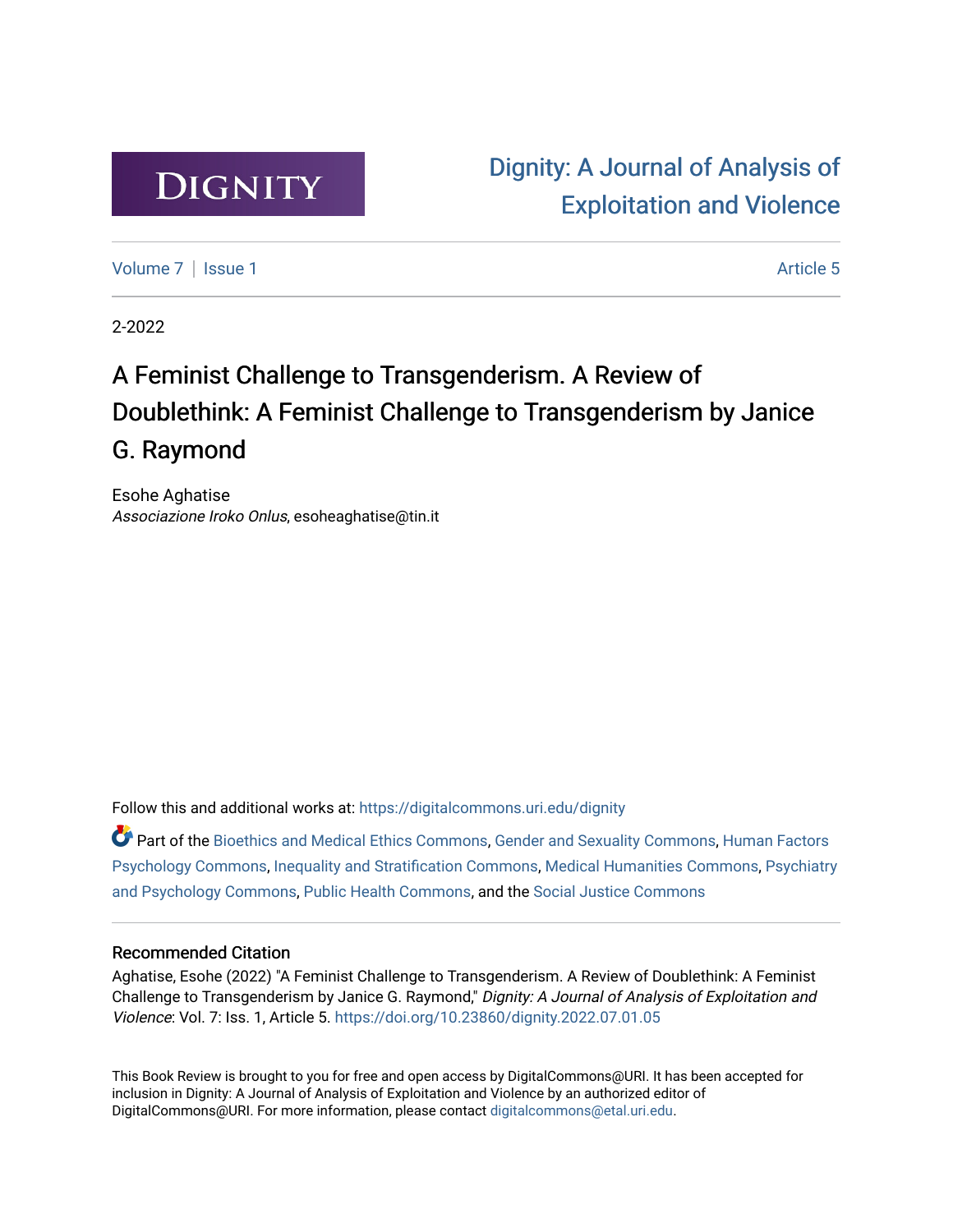DIGNITY

# Dignity: A Journal of Analysis of Exploitation and Violence

Volume 7 | Issue 1 Article 5

2-2022

## A Feminist Challenge to Transgenderism. A Review of Doublethink: A Feminist Challenge to Transgenderism by Janice G. Raymond

Esohe Aghatise
*Associazione Iroko Onlus*, esoheaghatise@tin.it

Follow this and additional works at: https://digitalcommons.uri.edu/dignity

Part of the Bioethics and Medical Ethics Commons, Gender and Sexuality Commons, Human Factors Psychology Commons, Inequality and Stratification Commons, Medical Humanities Commons, Psychiatry and Psychology Commons, Public Health Commons, and the Social Justice Commons

### Recommended Citation

Aghatise, Esohe (2022) "A Feminist Challenge to Transgenderism. A Review of Doublethink: A Feminist Challenge to Transgenderism by Janice G. Raymond," *Dignity: A Journal of Analysis of Exploitation and Violence*: Vol. 7: Iss. 1, Article 5. https://doi.org/10.23860/dignity.2022.07.01.05

This Book Review is brought to you for free and open access by DigitalCommons@URI. It has been accepted for inclusion in Dignity: A Journal of Analysis of Exploitation and Violence by an authorized editor of DigitalCommons@URI. For more information, please contact digitalcommons@etal.uri.edu.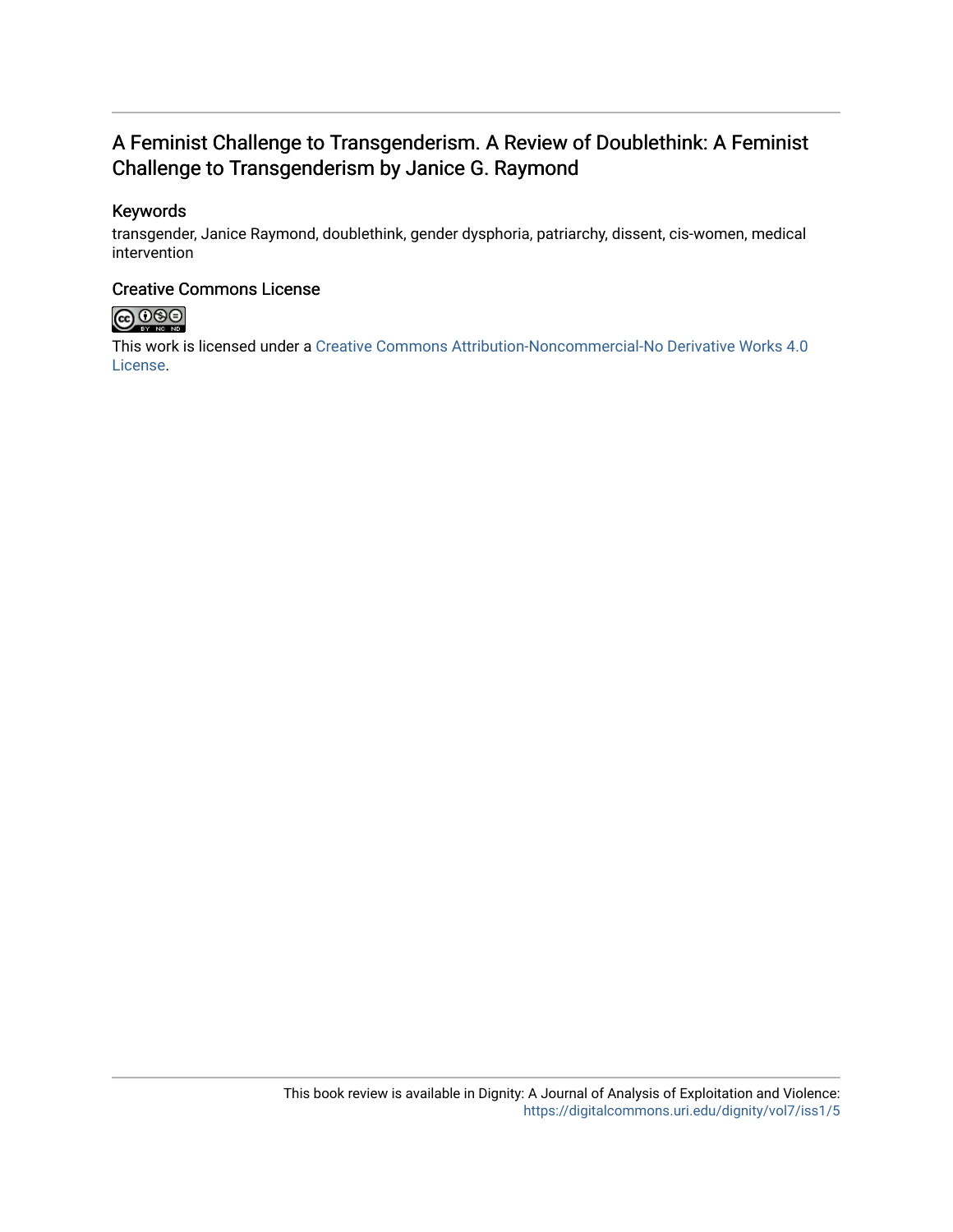# A Feminist Challenge to Transgenderism. A Review of Doublethink: A Feminist Challenge to Transgenderism by Janice G. Raymond

## Keywords

transgender, Janice Raymond, doublethink, gender dysphoria, patriarchy, dissent, cis-women, medical intervention

## Creative Commons License

This work is licensed under a Creative Commons Attribution-Noncommercial-No Derivative Works 4.0 License.

This book review is available in Dignity: A Journal of Analysis of Exploitation and Violence: https://digitalcommons.uri.edu/dignity/vol7/iss1/5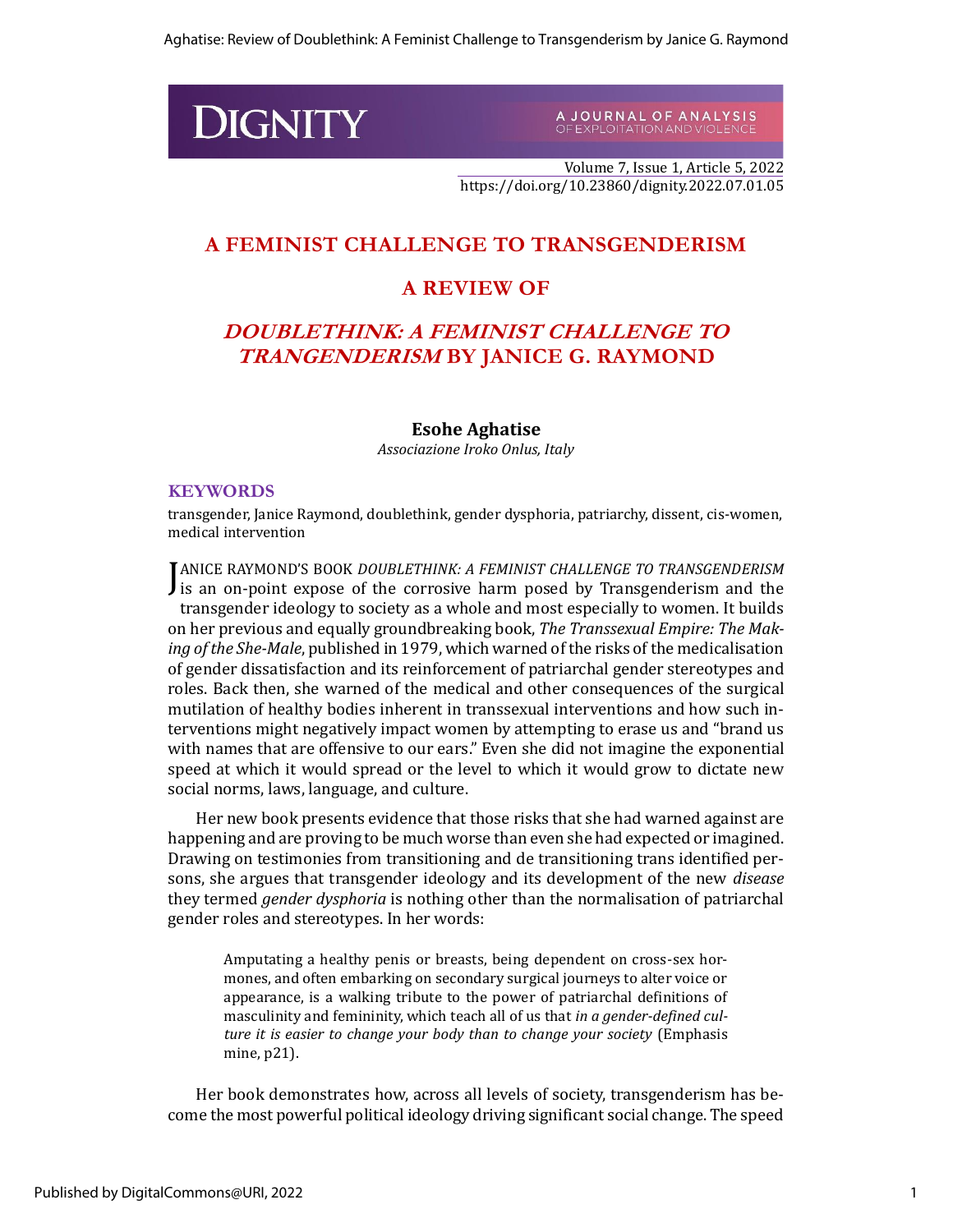# A FEMINIST CHALLENGE TO TRANSGENDERISM

## A REVIEW OF

## *DOUBLETHINK: A FEMINIST CHALLENGE TO TRANGENDERISM* BY JANICE G. RAYMOND

**Esohe Aghatise**

*Associazione Iroko Onlus, Italy*

### KEYWORDS

transgender, Janice Raymond, doublethink, gender dysphoria, patriarchy, dissent, cis-women, medical intervention

JANICE RAYMOND'S BOOK *DOUBLETHINK: A FEMINIST CHALLENGE TO TRANSGENDERISM* is an on-point expose of the corrosive harm posed by Transgenderism and the transgender ideology to society as a whole and most especially to women. It builds on her previous and equally groundbreaking book, *The Transsexual Empire: The Making of the She-Male*, published in 1979, which warned of the risks of the medicalisation of gender dissatisfaction and its reinforcement of patriarchal gender stereotypes and roles. Back then, she warned of the medical and other consequences of the surgical mutilation of healthy bodies inherent in transsexual interventions and how such interventions might negatively impact women by attempting to erase us and "brand us with names that are offensive to our ears." Even she did not imagine the exponential speed at which it would spread or the level to which it would grow to dictate new social norms, laws, language, and culture.

Her new book presents evidence that those risks that she had warned against are happening and are proving to be much worse than even she had expected or imagined. Drawing on testimonies from transitioning and de transitioning trans identified persons, she argues that transgender ideology and its development of the new *disease* they termed *gender dysphoria* is nothing other than the normalisation of patriarchal gender roles and stereotypes. In her words:

> Amputating a healthy penis or breasts, being dependent on cross-sex hormones, and often embarking on secondary surgical journeys to alter voice or appearance, is a walking tribute to the power of patriarchal definitions of masculinity and femininity, which teach all of us that *in a gender-defined culture it is easier to change your body than to change your society* (Emphasis mine, p21).

Her book demonstrates how, across all levels of society, transgenderism has become the most powerful political ideology driving significant social change. The speed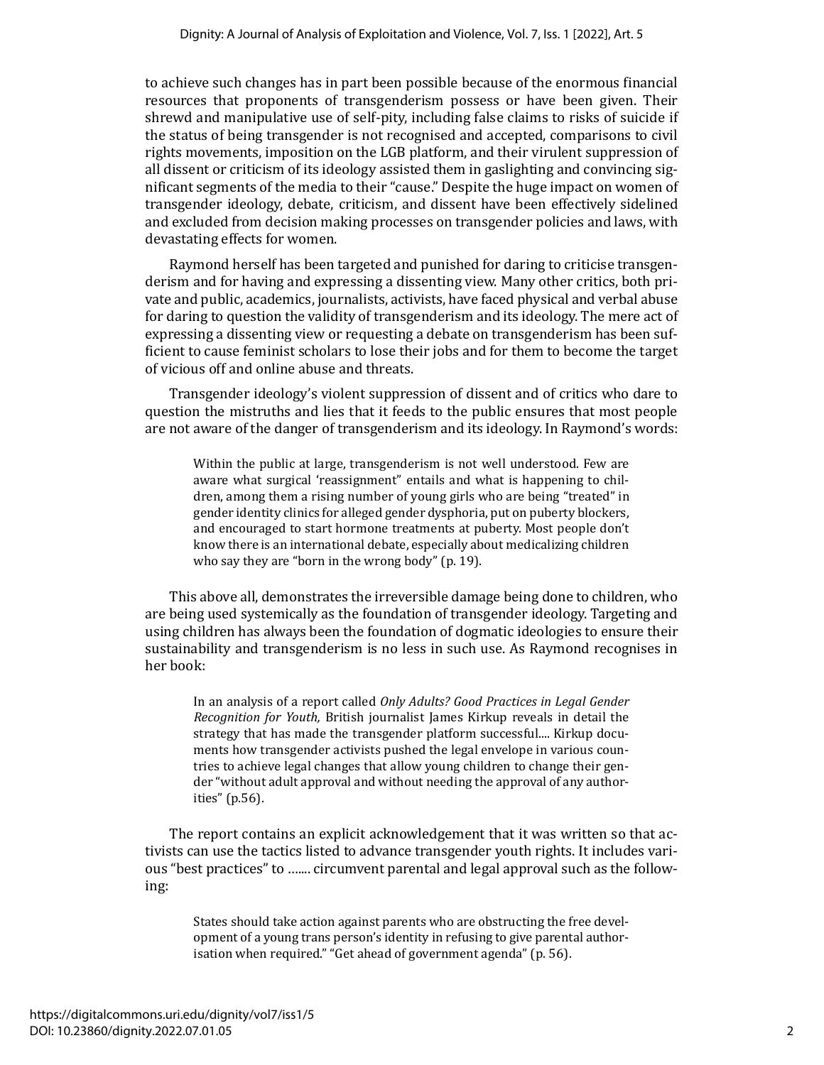to achieve such changes has in part been possible because of the enormous financial resources that proponents of transgenderism possess or have been given. Their shrewd and manipulative use of self-pity, including false claims to risks of suicide if the status of being transgender is not recognised and accepted, comparisons to civil rights movements, imposition on the LGB platform, and their virulent suppression of all dissent or criticism of its ideology assisted them in gaslighting and convincing significant segments of the media to their "cause." Despite the huge impact on women of transgender ideology, debate, criticism, and dissent have been effectively sidelined and excluded from decision making processes on transgender policies and laws, with devastating effects for women.

Raymond herself has been targeted and punished for daring to criticise transgenderism and for having and expressing a dissenting view. Many other critics, both private and public, academics, journalists, activists, have faced physical and verbal abuse for daring to question the validity of transgenderism and its ideology. The mere act of expressing a dissenting view or requesting a debate on transgenderism has been sufficient to cause feminist scholars to lose their jobs and for them to become the target of vicious off and online abuse and threats.

Transgender ideology's violent suppression of dissent and of critics who dare to question the mistruths and lies that it feeds to the public ensures that most people are not aware of the danger of transgenderism and its ideology. In Raymond's words:

> Within the public at large, transgenderism is not well understood. Few are aware what surgical 'reassignment" entails and what is happening to children, among them a rising number of young girls who are being "treated" in gender identity clinics for alleged gender dysphoria, put on puberty blockers, and encouraged to start hormone treatments at puberty. Most people don't know there is an international debate, especially about medicalizing children who say they are "born in the wrong body" (p. 19).

This above all, demonstrates the irreversible damage being done to children, who are being used systemically as the foundation of transgender ideology. Targeting and using children has always been the foundation of dogmatic ideologies to ensure their sustainability and transgenderism is no less in such use. As Raymond recognises in her book:

> In an analysis of a report called *Only Adults? Good Practices in Legal Gender Recognition for Youth,* British journalist James Kirkup reveals in detail the strategy that has made the transgender platform successful.... Kirkup documents how transgender activists pushed the legal envelope in various countries to achieve legal changes that allow young children to change their gender "without adult approval and without needing the approval of any authorities" (p.56).

The report contains an explicit acknowledgement that it was written so that activists can use the tactics listed to advance transgender youth rights. It includes various "best practices" to ....... circumvent parental and legal approval such as the following:

> States should take action against parents who are obstructing the free development of a young trans person's identity in refusing to give parental authorisation when required." "Get ahead of government agenda" (p. 56).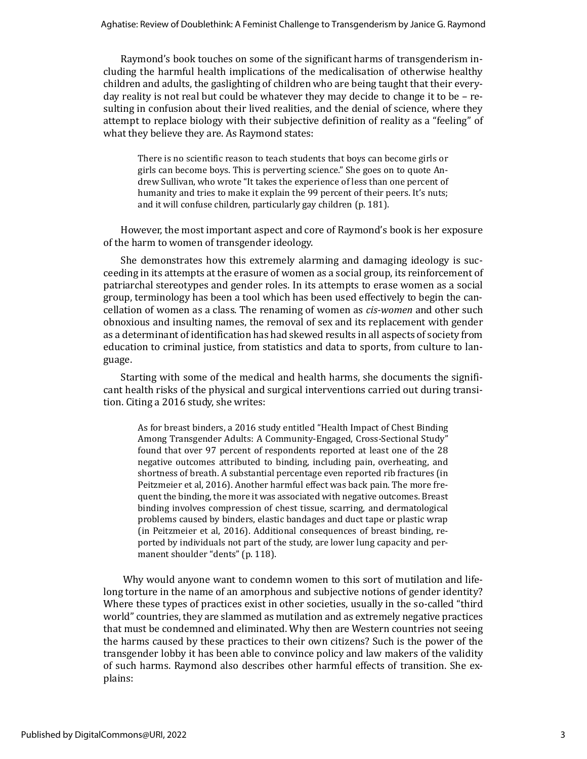Raymond's book touches on some of the significant harms of transgenderism including the harmful health implications of the medicalisation of otherwise healthy children and adults, the gaslighting of children who are being taught that their everyday reality is not real but could be whatever they may decide to change it to be – resulting in confusion about their lived realities, and the denial of science, where they attempt to replace biology with their subjective definition of reality as a "feeling" of what they believe they are. As Raymond states:

> There is no scientific reason to teach students that boys can become girls or girls can become boys. This is perverting science." She goes on to quote Andrew Sullivan, who wrote "It takes the experience of less than one percent of humanity and tries to make it explain the 99 percent of their peers. It's nuts; and it will confuse children, particularly gay children (p. 181).

However, the most important aspect and core of Raymond's book is her exposure of the harm to women of transgender ideology.

She demonstrates how this extremely alarming and damaging ideology is succeeding in its attempts at the erasure of women as a social group, its reinforcement of patriarchal stereotypes and gender roles. In its attempts to erase women as a social group, terminology has been a tool which has been used effectively to begin the cancellation of women as a class. The renaming of women as *cis-women* and other such obnoxious and insulting names, the removal of sex and its replacement with gender as a determinant of identification has had skewed results in all aspects of society from education to criminal justice, from statistics and data to sports, from culture to language.

Starting with some of the medical and health harms, she documents the significant health risks of the physical and surgical interventions carried out during transition. Citing a 2016 study, she writes:

> As for breast binders, a 2016 study entitled "Health Impact of Chest Binding Among Transgender Adults: A Community-Engaged, Cross-Sectional Study" found that over 97 percent of respondents reported at least one of the 28 negative outcomes attributed to binding, including pain, overheating, and shortness of breath. A substantial percentage even reported rib fractures (in Peitzmeier et al, 2016). Another harmful effect was back pain. The more frequent the binding, the more it was associated with negative outcomes. Breast binding involves compression of chest tissue, scarring, and dermatological problems caused by binders, elastic bandages and duct tape or plastic wrap (in Peitzmeier et al, 2016). Additional consequences of breast binding, reported by individuals not part of the study, are lower lung capacity and permanent shoulder "dents" (p. 118).

Why would anyone want to condemn women to this sort of mutilation and lifelong torture in the name of an amorphous and subjective notions of gender identity? Where these types of practices exist in other societies, usually in the so-called "third world" countries, they are slammed as mutilation and as extremely negative practices that must be condemned and eliminated. Why then are Western countries not seeing the harms caused by these practices to their own citizens? Such is the power of the transgender lobby it has been able to convince policy and law makers of the validity of such harms. Raymond also describes other harmful effects of transition. She explains: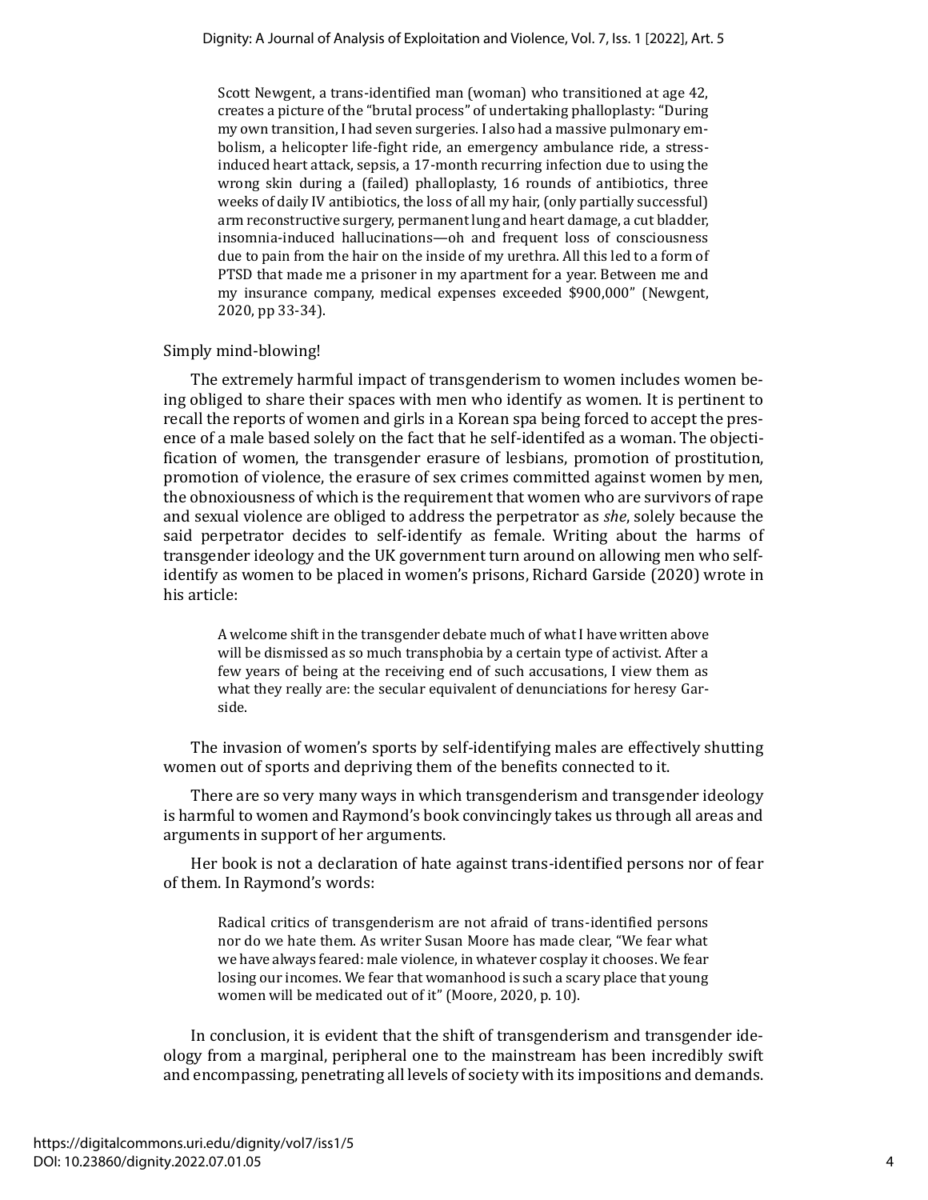> Scott Newgent, a trans-identified man (woman) who transitioned at age 42, creates a picture of the "brutal process" of undertaking phalloplasty: "During my own transition, I had seven surgeries. I also had a massive pulmonary embolism, a helicopter life-fight ride, an emergency ambulance ride, a stress-induced heart attack, sepsis, a 17-month recurring infection due to using the wrong skin during a (failed) phalloplasty, 16 rounds of antibiotics, three weeks of daily IV antibiotics, the loss of all my hair, (only partially successful) arm reconstructive surgery, permanent lung and heart damage, a cut bladder, insomnia-induced hallucinations—oh and frequent loss of consciousness due to pain from the hair on the inside of my urethra. All this led to a form of PTSD that made me a prisoner in my apartment for a year. Between me and my insurance company, medical expenses exceeded $900,000" (Newgent, 2020, pp 33-34).

Simply mind-blowing!

The extremely harmful impact of transgenderism to women includes women being obliged to share their spaces with men who identify as women. It is pertinent to recall the reports of women and girls in a Korean spa being forced to accept the presence of a male based solely on the fact that he self-identifed as a woman. The objectification of women, the transgender erasure of lesbians, promotion of prostitution, promotion of violence, the erasure of sex crimes committed against women by men, the obnoxiousness of which is the requirement that women who are survivors of rape and sexual violence are obliged to address the perpetrator as *she*, solely because the said perpetrator decides to self-identify as female. Writing about the harms of transgender ideology and the UK government turn around on allowing men who self-identify as women to be placed in women's prisons, Richard Garside (2020) wrote in his article:

> A welcome shift in the transgender debate much of what I have written above will be dismissed as so much transphobia by a certain type of activist. After a few years of being at the receiving end of such accusations, I view them as what they really are: the secular equivalent of denunciations for heresy Garside.

The invasion of women's sports by self-identifying males are effectively shutting women out of sports and depriving them of the benefits connected to it.

There are so very many ways in which transgenderism and transgender ideology is harmful to women and Raymond's book convincingly takes us through all areas and arguments in support of her arguments.

Her book is not a declaration of hate against trans-identified persons nor of fear of them. In Raymond's words:

> Radical critics of transgenderism are not afraid of trans-identified persons nor do we hate them. As writer Susan Moore has made clear, "We fear what we have always feared: male violence, in whatever cosplay it chooses. We fear losing our incomes. We fear that womanhood is such a scary place that young women will be medicated out of it" (Moore, 2020, p. 10).

In conclusion, it is evident that the shift of transgenderism and transgender ideology from a marginal, peripheral one to the mainstream has been incredibly swift and encompassing, penetrating all levels of society with its impositions and demands.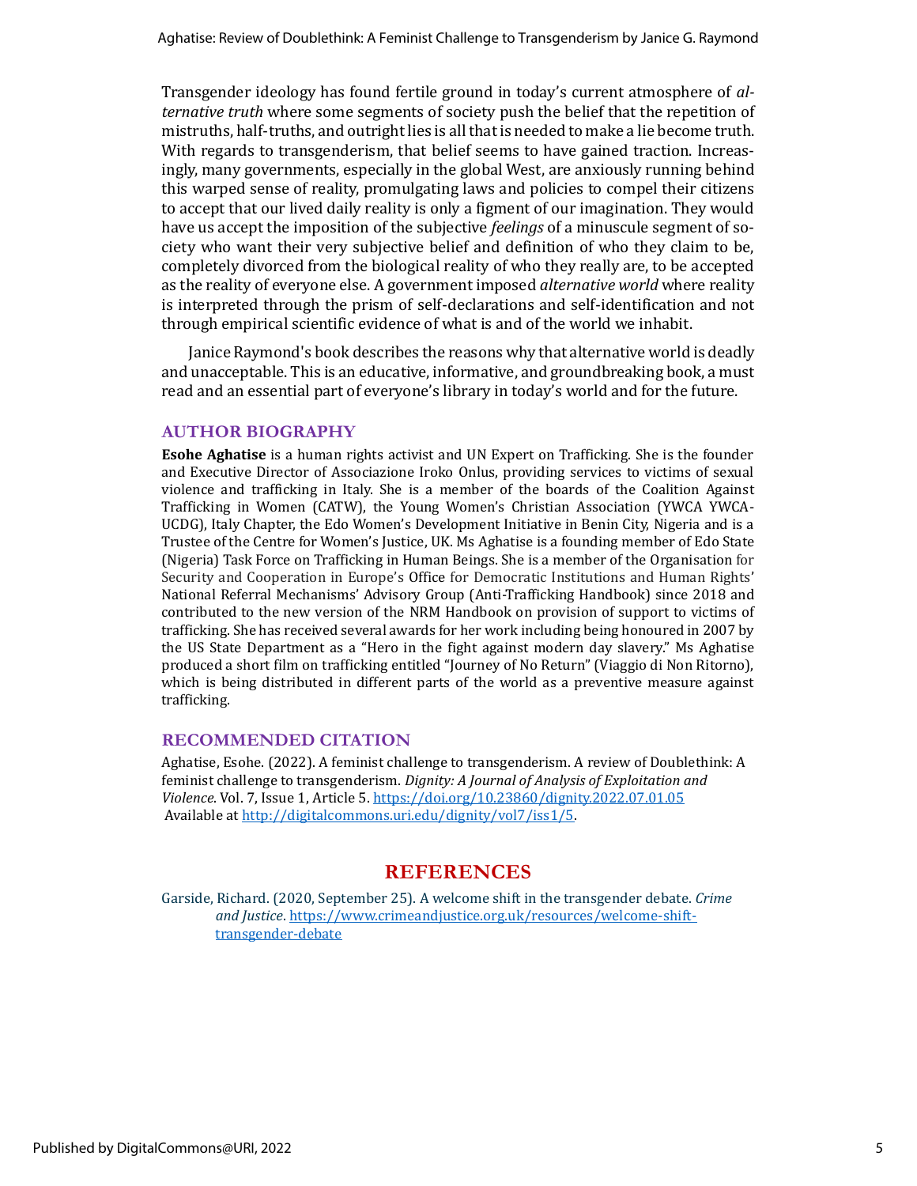Transgender ideology has found fertile ground in today's current atmosphere of *alternative truth* where some segments of society push the belief that the repetition of mistruths, half-truths, and outright lies is all that is needed to make a lie become truth. With regards to transgenderism, that belief seems to have gained traction. Increasingly, many governments, especially in the global West, are anxiously running behind this warped sense of reality, promulgating laws and policies to compel their citizens to accept that our lived daily reality is only a figment of our imagination. They would have us accept the imposition of the subjective *feelings* of a minuscule segment of society who want their very subjective belief and definition of who they claim to be, completely divorced from the biological reality of who they really are, to be accepted as the reality of everyone else. A government imposed *alternative world* where reality is interpreted through the prism of self-declarations and self-identification and not through empirical scientific evidence of what is and of the world we inhabit.

Janice Raymond's book describes the reasons why that alternative world is deadly and unacceptable. This is an educative, informative, and groundbreaking book, a must read and an essential part of everyone's library in today's world and for the future.

## AUTHOR BIOGRAPHY

**Esohe Aghatise** is a human rights activist and UN Expert on Trafficking. She is the founder and Executive Director of Associazione Iroko Onlus, providing services to victims of sexual violence and trafficking in Italy. She is a member of the boards of the Coalition Against Trafficking in Women (CATW), the Young Women's Christian Association (YWCA YWCA-UCDG), Italy Chapter, the Edo Women's Development Initiative in Benin City, Nigeria and is a Trustee of the Centre for Women's Justice, UK. Ms Aghatise is a founding member of Edo State (Nigeria) Task Force on Trafficking in Human Beings. She is a member of the Organisation for Security and Cooperation in Europe's Office for Democratic Institutions and Human Rights' National Referral Mechanisms' Advisory Group (Anti-Trafficking Handbook) since 2018 and contributed to the new version of the NRM Handbook on provision of support to victims of trafficking. She has received several awards for her work including being honoured in 2007 by the US State Department as a "Hero in the fight against modern day slavery." Ms Aghatise produced a short film on trafficking entitled "Journey of No Return" (Viaggio di Non Ritorno), which is being distributed in different parts of the world as a preventive measure against trafficking.

## RECOMMENDED CITATION

Aghatise, Esohe. (2022). A feminist challenge to transgenderism. A review of Doublethink: A feminist challenge to transgenderism. *Dignity: A Journal of Analysis of Exploitation and Violence*. Vol. 7, Issue 1, Article 5. https://doi.org/10.23860/dignity.2022.07.01.05 Available at http://digitalcommons.uri.edu/dignity/vol7/iss1/5.

## REFERENCES

Garside, Richard. (2020, September 25). A welcome shift in the transgender debate. *Crime and Justice*. https://www.crimeandjustice.org.uk/resources/welcome-shift-transgender-debate